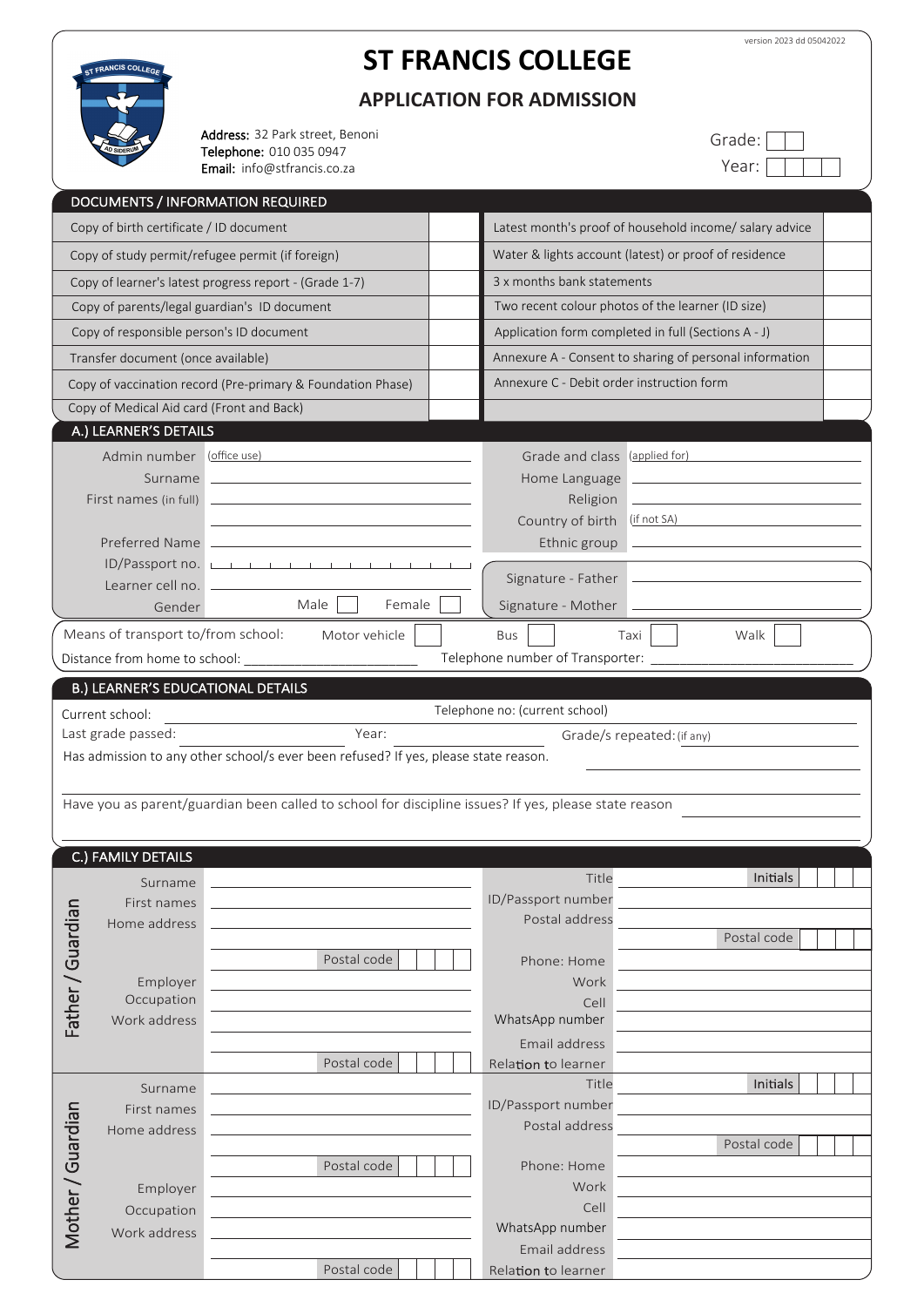version 2023 dd 05042022

# ST FRANCIS COLLEGE

## APPLICATION FOR ADMISSION

**Address:** 32 Park street, Benoni
**Telephone:** 010 035 0947
**Email:** info@stfrancis.co.za

Grade: ☐☐
Year: ☐☐☐☐

## DOCUMENTS / INFORMATION REQUIRED

| Document | | Document | |
|---|---|---|---|
| Copy of birth certificate / ID document | | Latest month's proof of household income/ salary advice | |
| Copy of study permit/refugee permit (if foreign) | | Water & lights account (latest) or proof of residence | |
| Copy of learner's latest progress report - (Grade 1-7) | | 3 x months bank statements | |
| Copy of parents/legal guardian's ID document | | Two recent colour photos of the learner (ID size) | |
| Copy of responsible person's ID document | | Application form completed in full (Sections A - J) | |
| Transfer document (once available) | | Annexure A - Consent to sharing of personal information | |
| Copy of vaccination record (Pre-primary & Foundation Phase) | | Annexure C - Debit order instruction form | |
| Copy of Medical Aid card (Front and Back) | | | |

## A.) LEARNER'S DETAILS

| | | | |
|---|---|---|---|
| Admin number | (office use) | Grade and class | (applied for) |
| Surname | | Home Language | |
| First names (in full) | | Religion | |
| | | Country of birth | (if not SA) |
| Preferred Name | | Ethnic group | |
| ID/Passport no. | | | |
| Learner cell no. | | Signature - Father | |
| Gender | Male ☐ Female ☐ | Signature - Mother | |

Means of transport to/from school: Motor vehicle ☐ Bus ☐ Taxi ☐ Walk ☐

Distance from home to school: ________________________ Telephone number of Transporter: ____________________________

## B.) LEARNER'S EDUCATIONAL DETAILS

Current school: ______________________ Telephone no: (current school) ______________________

Last grade passed: ______________ Year: ______________ Grade/s repeated: (if any) ______________

Has admission to any other school/s ever been refused? If yes, please state reason. ______________________

Have you as parent/guardian been called to school for discipline issues? If yes, please state reason ______________________

## C.) FAMILY DETAILS

### Father / Guardian

| | | | |
|---|---|---|---|
| Surname | | Title | Initials ☐☐☐☐ |
| First names | | ID/Passport number | |
| Home address | | Postal address | |
| | | | Postal code ☐☐☐☐ |
| | Postal code ☐☐☐☐ | Phone: Home | |
| Employer | | Work | |
| Occupation | | Cell | |
| Work address | | WhatsApp number | |
| | | Email address | |
| | Postal code ☐☐☐☐ | Relation to learner | |

### Mother / Guardian

| | | | |
|---|---|---|---|
| Surname | | Title | Initials ☐☐☐☐ |
| First names | | ID/Passport number | |
| Home address | | Postal address | |
| | | | Postal code ☐☐☐☐ |
| | Postal code ☐☐☐☐ | Phone: Home | |
| Employer | | Work | |
| Occupation | | Cell | |
| Work address | | WhatsApp number | |
| | | Email address | |
| | Postal code ☐☐☐☐ | Relation to learner | |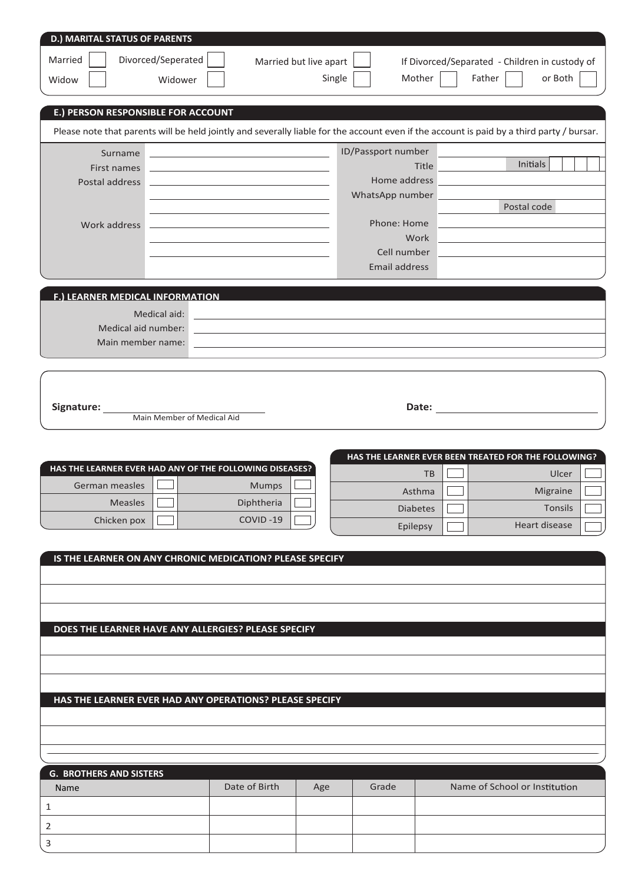## D.) MARITAL STATUS OF PARENTS

| | | | | | | |
|---|---|---|---|---|---|---|
| Married | Divorced/Seperated | Married but live apart | If Divorced/Separated - Children in custody of | | | |
| Widow | Widower | Single | Mother | Father | or Both | |

## E.) PERSON RESPONSIBLE FOR ACCOUNT

Please note that parents will be held jointly and severally liable for the account even if the account is paid by a third party / bursar.

| | | | |
|---|---|---|---|
| Surname | | ID/Passport number | |
| First names | | Title | Initials |
| Postal address | | Home address | |
| | | WhatsApp number | |
| | | | Postal code |
| Work address | | Phone: Home | |
| | | Work | |
| | | Cell number | |
| | | Email address | |

## F.) LEARNER MEDICAL INFORMATION

Medical aid:

Medical aid number:

Main member name:

**Signature:** ______________________ **Date:** ______________________

Main Member of Medical Aid

| HAS THE LEARNER EVER HAD ANY OF THE FOLLOWING DISEASES? | | | |
|---|---|---|---|
| German measles | | Mumps | |
| Measles | | Diphtheria | |
| Chicken pox | | COVID -19 | |

| HAS THE LEARNER EVER BEEN TREATED FOR THE FOLLOWING? | | | |
|---|---|---|---|
| TB | | Ulcer | |
| Asthma | | Migraine | |
| Diabetes | | Tonsils | |
| Epilepsy | | Heart disease | |

### IS THE LEARNER ON ANY CHRONIC MEDICATION? PLEASE SPECIFY

### DOES THE LEARNER HAVE ANY ALLERGIES? PLEASE SPECIFY

### HAS THE LEARNER EVER HAD ANY OPERATIONS? PLEASE SPECIFY

## G. BROTHERS AND SISTERS

| Name | Date of Birth | Age | Grade | Name of School or Institution |
|---|---|---|---|---|
| 1 | | | | |
| 2 | | | | |
| 3 | | | | |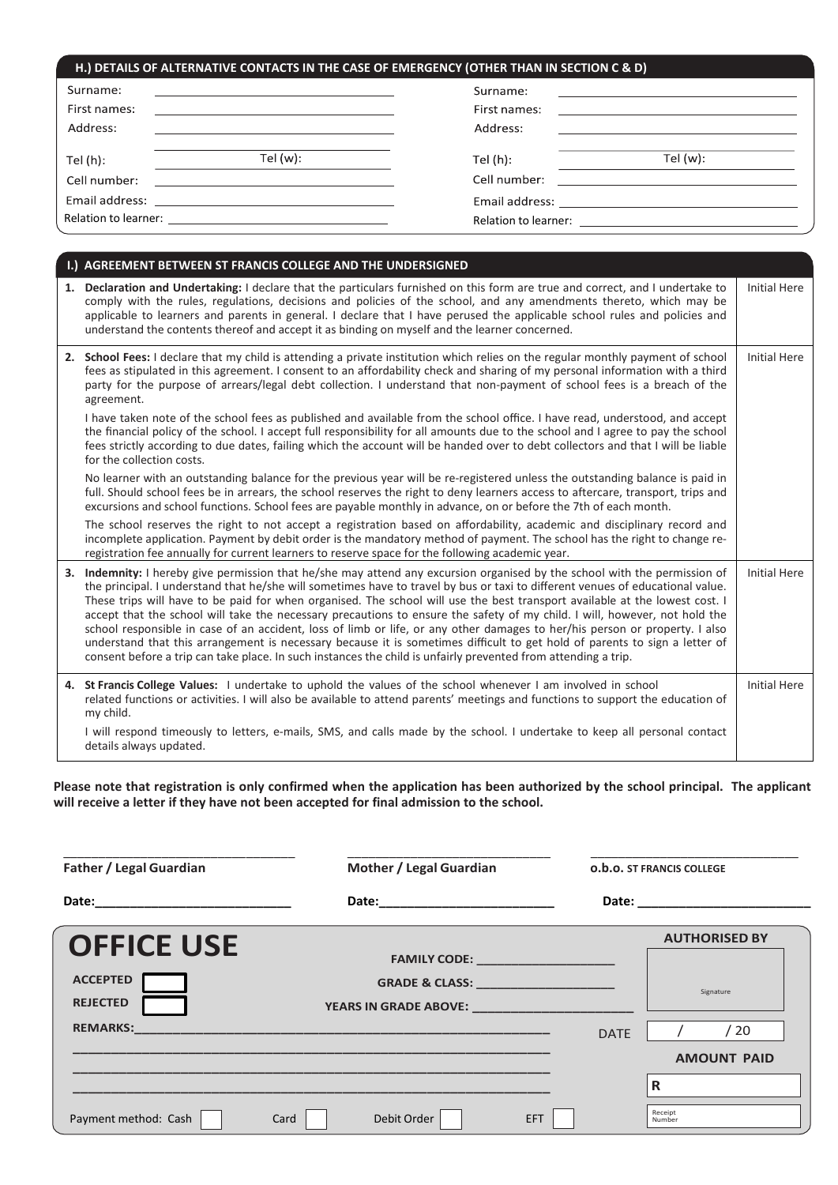## H.) DETAILS OF ALTERNATIVE CONTACTS IN THE CASE OF EMERGENCY (OTHER THAN IN SECTION C & D)

| | |
|---|---|
| Surname: ______________________ | Surname: ______________________ |
| First names: ______________________ | First names: ______________________ |
| Address: ______________________ ______________________ | Address: ______________________ ______________________ |
| Tel (h): __________ Tel (w): __________ | Tel (h): __________ Tel (w): __________ |
| Cell number: ______________________ | Cell number: ______________________ |
| Email address: ______________________ | Email address: ______________________ |
| Relation to learner: ______________________ | Relation to learner: ______________________ |

## I.) AGREEMENT BETWEEN ST FRANCIS COLLEGE AND THE UNDERSIGNED

| | |
|---|---|
| 1. **Declaration and Undertaking:** I declare that the particulars furnished on this form are true and correct, and I undertake to comply with the rules, regulations, decisions and policies of the school, and any amendments thereto, which may be applicable to learners and parents in general. I declare that I have perused the applicable school rules and policies and understand the contents thereof and accept it as binding on myself and the learner concerned. | Initial Here |
| 2. **School Fees:** I declare that my child is attending a private institution which relies on the regular monthly payment of school fees as stipulated in this agreement. I consent to an affordability check and sharing of my personal information with a third party for the purpose of arrears/legal debt collection. I understand that non-payment of school fees is a breach of the agreement.<br><br>I have taken note of the school fees as published and available from the school office. I have read, understood, and accept the financial policy of the school. I accept full responsibility for all amounts due to the school and I agree to pay the school fees strictly according to due dates, failing which the account will be handed over to debt collectors and that I will be liable for the collection costs.<br><br>No learner with an outstanding balance for the previous year will be re-registered unless the outstanding balance is paid in full. Should school fees be in arrears, the school reserves the right to deny learners access to aftercare, transport, trips and excursions and school functions. School fees are payable monthly in advance, on or before the 7th of each month.<br><br>The school reserves the right to not accept a registration based on affordability, academic and disciplinary record and incomplete application. Payment by debit order is the mandatory method of payment. The school has the right to change re-registration fee annually for current learners to reserve space for the following academic year. | Initial Here |
| 3. **Indemnity:** I hereby give permission that he/she may attend any excursion organised by the school with the permission of the principal. I understand that he/she will sometimes have to travel by bus or taxi to different venues of educational value. These trips will have to be paid for when organised. The school will use the best transport available at the lowest cost. I accept that the school will take the necessary precautions to ensure the safety of my child. I will, however, not hold the school responsible in case of an accident, loss of limb or life, or any other damages to her/his person or property. I also understand that this arrangement is necessary because it is sometimes difficult to get hold of parents to sign a letter of consent before a trip can take place. In such instances the child is unfairly prevented from attending a trip. | Initial Here |
| 4. **St Francis College Values:** I undertake to uphold the values of the school whenever I am involved in school related functions or activities. I will also be available to attend parents' meetings and functions to support the education of my child.<br><br>I will respond timeously to letters, e-mails, SMS, and calls made by the school. I undertake to keep all personal contact details always updated. | Initial Here |

**Please note that registration is only confirmed when the application has been authorized by the school principal. The applicant will receive a letter if they have not been accepted for final admission to the school.**

| ______________________ | ______________________ | ______________________ |
|---|---|---|
| **Father / Legal Guardian** | **Mother / Legal Guardian** | **o.b.o. ST FRANCIS COLLEGE** |
| **Date:** ______________ | **Date:** ______________ | **Date:** ______________ |

# OFFICE USE

**ACCEPTED** ☐

**REJECTED** ☐

**FAMILY CODE:** ______________

**GRADE & CLASS:** ______________

**YEARS IN GRADE ABOVE:** ______________

**REMARKS:** ______________________________________________

______________________________________________

______________________________________________

______________________________________________

**AUTHORISED BY**

Signature

DATE ___ / ___ / 20___

**AMOUNT PAID**

R

Receipt Number

Payment method: Cash ☐ Card ☐ Debit Order ☐ EFT ☐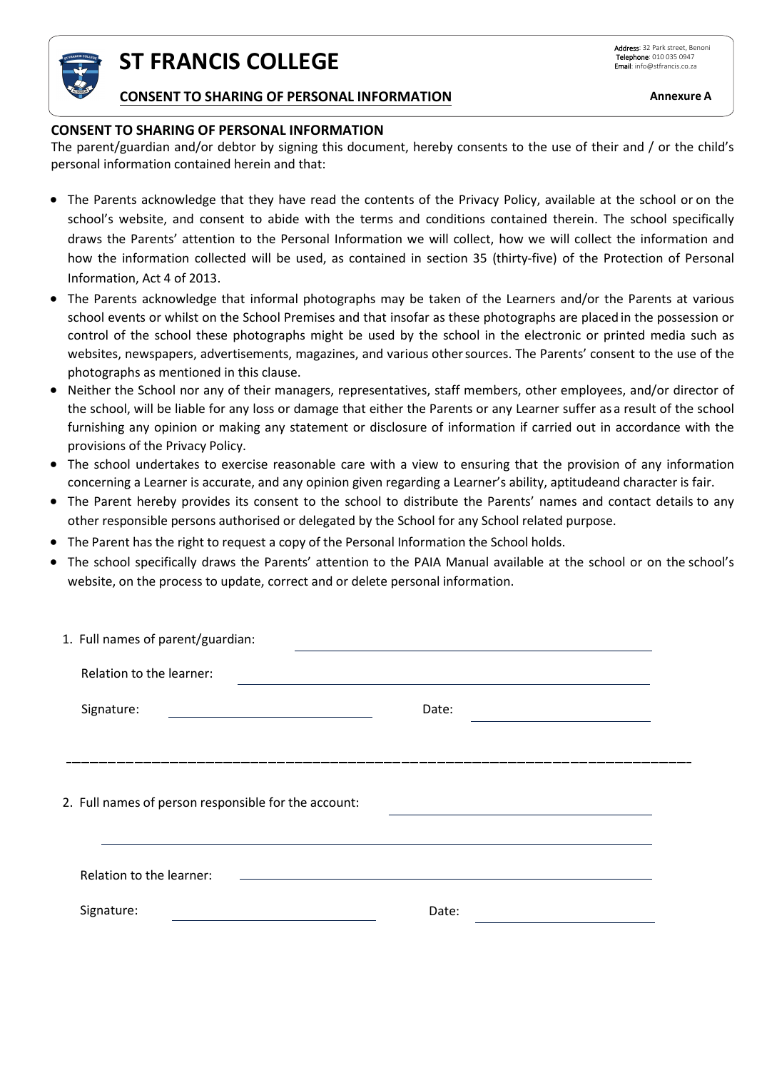# ST FRANCIS COLLEGE

**Address**: 32 Park street, Benoni
**Telephone**: 010 035 0947
**Email**: info@stfrancis.co.za

## CONSENT TO SHARING OF PERSONAL INFORMATION

**Annexure A**

**CONSENT TO SHARING OF PERSONAL INFORMATION**

The parent/guardian and/or debtor by signing this document, hereby consents to the use of their and / or the child's personal information contained herein and that:

- The Parents acknowledge that they have read the contents of the Privacy Policy, available at the school or on the school's website, and consent to abide with the terms and conditions contained therein. The school specifically draws the Parents' attention to the Personal Information we will collect, how we will collect the information and how the information collected will be used, as contained in section 35 (thirty-five) of the Protection of Personal Information, Act 4 of 2013.
- The Parents acknowledge that informal photographs may be taken of the Learners and/or the Parents at various school events or whilst on the School Premises and that insofar as these photographs are placed in the possession or control of the school these photographs might be used by the school in the electronic or printed media such as websites, newspapers, advertisements, magazines, and various other sources. The Parents' consent to the use of the photographs as mentioned in this clause.
- Neither the School nor any of their managers, representatives, staff members, other employees, and/or director of the school, will be liable for any loss or damage that either the Parents or any Learner suffer as a result of the school furnishing any opinion or making any statement or disclosure of information if carried out in accordance with the provisions of the Privacy Policy.
- The school undertakes to exercise reasonable care with a view to ensuring that the provision of any information concerning a Learner is accurate, and any opinion given regarding a Learner's ability, aptitudeand character is fair.
- The Parent hereby provides its consent to the school to distribute the Parents' names and contact details to any other responsible persons authorised or delegated by the School for any School related purpose.
- The Parent has the right to request a copy of the Personal Information the School holds.
- The school specifically draws the Parents' attention to the PAIA Manual available at the school or on the school's website, on the process to update, correct and or delete personal information.

1. Full names of parent/guardian: ______________________________

   Relation to the learner: ______________________________

   Signature: ______________________ Date: ______________________

---

2. Full names of person responsible for the account: ______________________________

   ______________________________

   Relation to the learner: ______________________________

   Signature: ______________________ Date: ______________________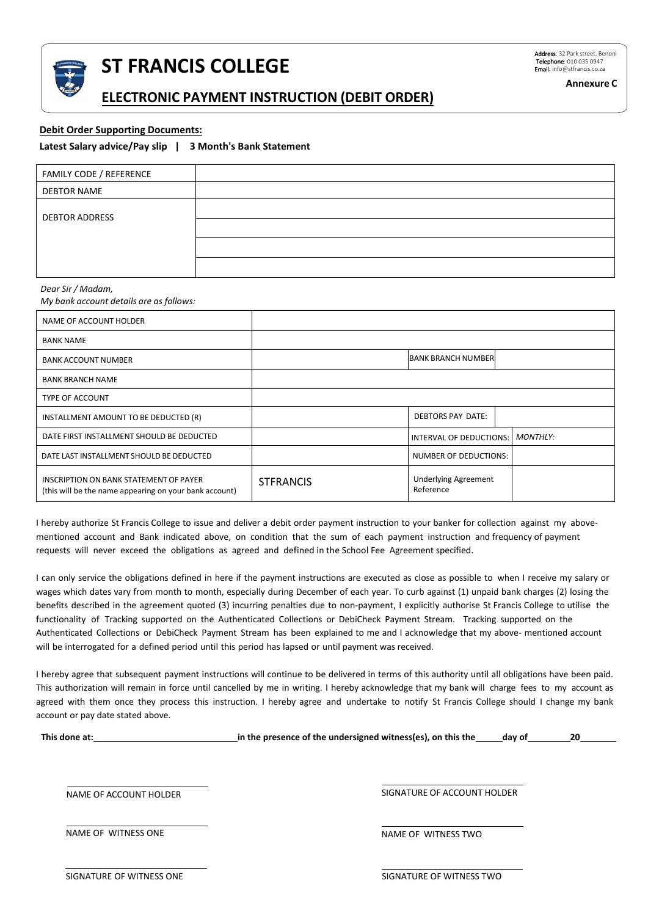# ST FRANCIS COLLEGE

**Address**: 32 Park street, Benoni
**Telephone**: 010 035 0947
**Email**: info@stfrancis.co.za

**Annexure C**

## ELECTRONIC PAYMENT INSTRUCTION (DEBIT ORDER)

**Debit Order Supporting Documents:**

**Latest Salary advice/Pay slip | 3 Month's Bank Statement**

| | |
|---|---|
| FAMILY CODE / REFERENCE | |
| DEBTOR NAME | |
| DEBTOR ADDRESS | |
| | |
| | |
| | |

*Dear Sir / Madam,*
*My bank account details are as follows:*

| | | | |
|---|---|---|---|
| NAME OF ACCOUNT HOLDER | | | |
| BANK NAME | | | |
| BANK ACCOUNT NUMBER | | BANK BRANCH NUMBER | |
| BANK BRANCH NAME | | | |
| TYPE OF ACCOUNT | | | |
| INSTALLMENT AMOUNT TO BE DEDUCTED (R) | | DEBTORS PAY DATE: | |
| DATE FIRST INSTALLMENT SHOULD BE DEDUCTED | | INTERVAL OF DEDUCTIONS: | *MONTHLY:* |
| DATE LAST INSTALLMENT SHOULD BE DEDUCTED | | NUMBER OF DEDUCTIONS: | |
| INSCRIPTION ON BANK STATEMENT OF PAYER (this will be the name appearing on your bank account) | STFRANCIS | Underlying Agreement Reference | |

I hereby authorize St Francis College to issue and deliver a debit order payment instruction to your banker for collection against my above-mentioned account and Bank indicated above, on condition that the sum of each payment instruction and frequency of payment requests will never exceed the obligations as agreed and defined in the School Fee Agreement specified.

I can only service the obligations defined in here if the payment instructions are executed as close as possible to when I receive my salary or wages which dates vary from month to month, especially during December of each year. To curb against (1) unpaid bank charges (2) losing the benefits described in the agreement quoted (3) incurring penalties due to non-payment, I explicitly authorise St Francis College to utilise the functionality of Tracking supported on the Authenticated Collections or DebiCheck Payment Stream. Tracking supported on the Authenticated Collections or DebiCheck Payment Stream has been explained to me and I acknowledge that my above- mentioned account will be interrogated for a defined period until this period has lapsed or until payment was received.

I hereby agree that subsequent payment instructions will continue to be delivered in terms of this authority until all obligations have been paid. This authorization will remain in force until cancelled by me in writing. I hereby acknowledge that my bank will charge fees to my account as agreed with them once they process this instruction. I hereby agree and undertake to notify St Francis College should I change my bank account or pay date stated above.

**This done at:_______________ in the presence of the undersigned witness(es), on this the_____ day of_________ 20_______**

NAME OF ACCOUNT HOLDER

SIGNATURE OF ACCOUNT HOLDER

NAME OF WITNESS ONE

NAME OF WITNESS TWO

SIGNATURE OF WITNESS ONE

SIGNATURE OF WITNESS TWO